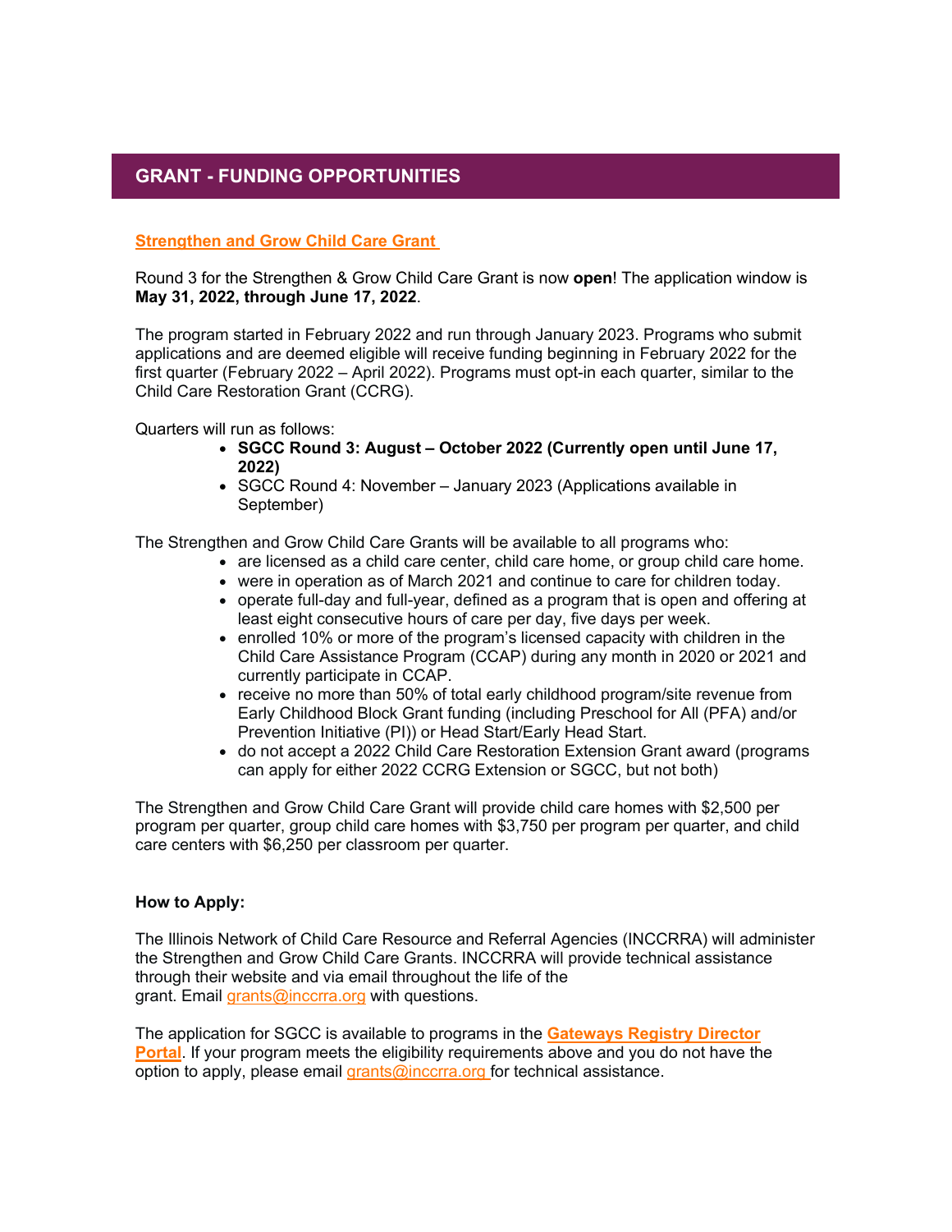## GRANT - FUNDING OPPORTUNITIES

**Strengthen and Grow Child Care Grant**

Round 3 for the Strengthen & Grow Child Care Grant is now **open**! The application window is **May 31, 2022, through June 17, 2022**.

The program started in February 2022 and run through January 2023. Programs who submit applications and are deemed eligible will receive funding beginning in February 2022 for the first quarter (February 2022 – April 2022). Programs must opt-in each quarter, similar to the Child Care Restoration Grant (CCRG).

Quarters will run as follows:

- **SGCC Round 3: August – October 2022 (Currently open until June 17, 2022)**
- SGCC Round 4: November – January 2023 (Applications available in September)

The Strengthen and Grow Child Care Grants will be available to all programs who:

- are licensed as a child care center, child care home, or group child care home.
- were in operation as of March 2021 and continue to care for children today.
- operate full-day and full-year, defined as a program that is open and offering at least eight consecutive hours of care per day, five days per week.
- enrolled 10% or more of the program's licensed capacity with children in the Child Care Assistance Program (CCAP) during any month in 2020 or 2021 and currently participate in CCAP.
- receive no more than 50% of total early childhood program/site revenue from Early Childhood Block Grant funding (including Preschool for All (PFA) and/or Prevention Initiative (PI)) or Head Start/Early Head Start.
- do not accept a 2022 Child Care Restoration Extension Grant award (programs can apply for either 2022 CCRG Extension or SGCC, but not both)

The Strengthen and Grow Child Care Grant will provide child care homes with $2,500 per program per quarter, group child care homes with $3,750 per program per quarter, and child care centers with $6,250 per classroom per quarter.

**How to Apply:**

The Illinois Network of Child Care Resource and Referral Agencies (INCCRRA) will administer the Strengthen and Grow Child Care Grants. INCCRRA will provide technical assistance through their website and via email throughout the life of the grant. Email grants@inccrra.org with questions.

The application for SGCC is available to programs in the **Gateways Registry Director Portal**. If your program meets the eligibility requirements above and you do not have the option to apply, please email grants@inccrra.org for technical assistance.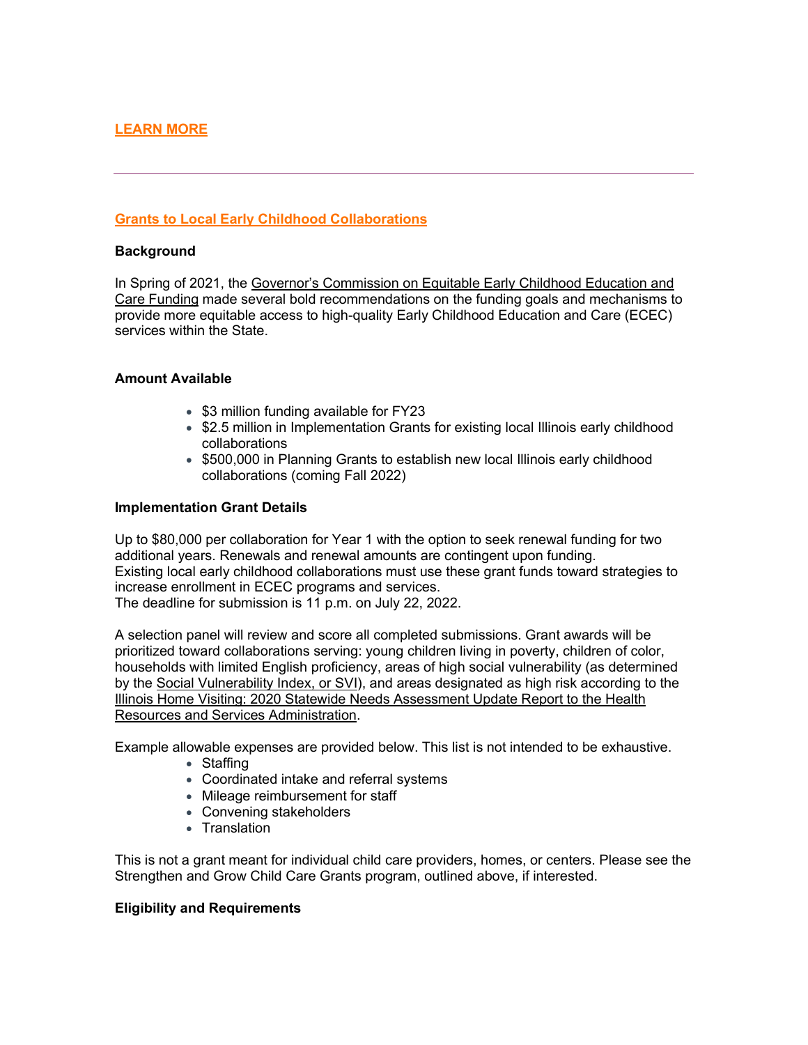**LEARN MORE**

---

## Grants to Local Early Childhood Collaborations

**Background**

In Spring of 2021, the Governor's Commission on Equitable Early Childhood Education and Care Funding made several bold recommendations on the funding goals and mechanisms to provide more equitable access to high-quality Early Childhood Education and Care (ECEC) services within the State.

**Amount Available**

- $3 million funding available for FY23
- $2.5 million in Implementation Grants for existing local Illinois early childhood collaborations
- $500,000 in Planning Grants to establish new local Illinois early childhood collaborations (coming Fall 2022)

**Implementation Grant Details**

Up to $80,000 per collaboration for Year 1 with the option to seek renewal funding for two additional years. Renewals and renewal amounts are contingent upon funding.
Existing local early childhood collaborations must use these grant funds toward strategies to increase enrollment in ECEC programs and services.
The deadline for submission is 11 p.m. on July 22, 2022.

A selection panel will review and score all completed submissions. Grant awards will be prioritized toward collaborations serving: young children living in poverty, children of color, households with limited English proficiency, areas of high social vulnerability (as determined by the Social Vulnerability Index, or SVI), and areas designated as high risk according to the Illinois Home Visiting: 2020 Statewide Needs Assessment Update Report to the Health Resources and Services Administration.

Example allowable expenses are provided below. This list is not intended to be exhaustive.

- Staffing
- Coordinated intake and referral systems
- Mileage reimbursement for staff
- Convening stakeholders
- Translation

This is not a grant meant for individual child care providers, homes, or centers. Please see the Strengthen and Grow Child Care Grants program, outlined above, if interested.

**Eligibility and Requirements**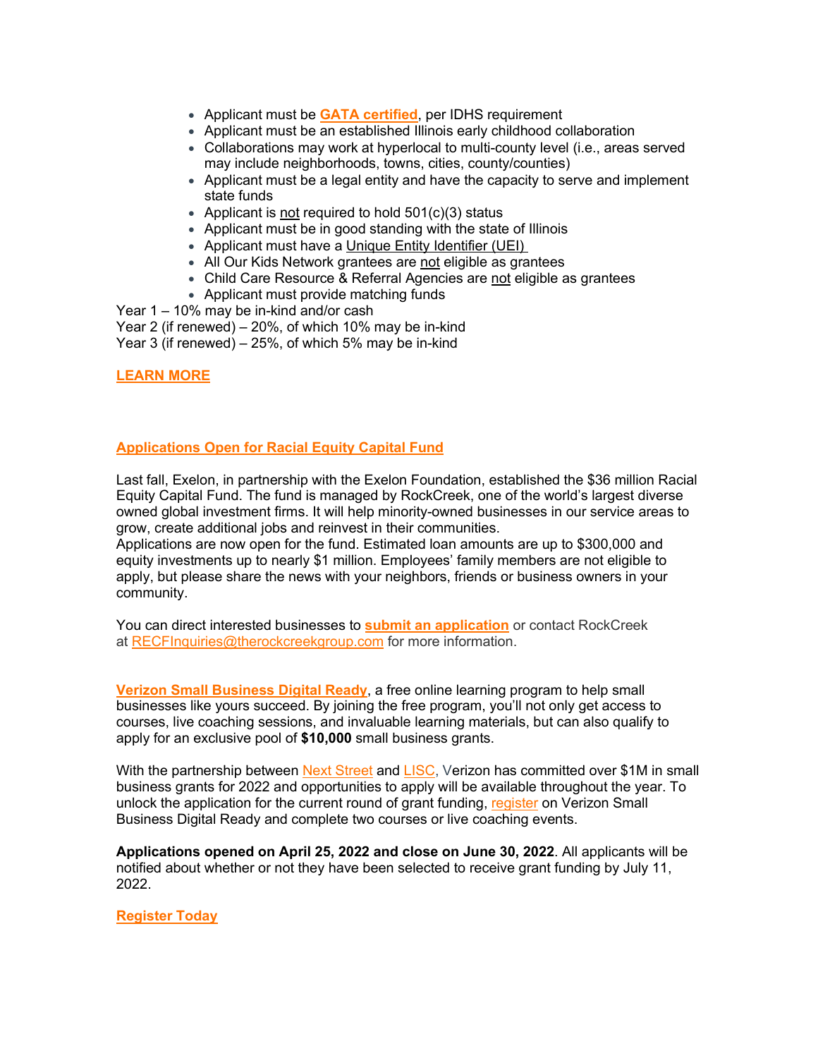- Applicant must be **GATA certified**, per IDHS requirement
- Applicant must be an established Illinois early childhood collaboration
- Collaborations may work at hyperlocal to multi-county level (i.e., areas served may include neighborhoods, towns, cities, county/counties)
- Applicant must be a legal entity and have the capacity to serve and implement state funds
- Applicant is not required to hold 501(c)(3) status
- Applicant must be in good standing with the state of Illinois
- Applicant must have a Unique Entity Identifier (UEI)
- All Our Kids Network grantees are not eligible as grantees
- Child Care Resource & Referral Agencies are not eligible as grantees
- Applicant must provide matching funds

Year 1 – 10% may be in-kind and/or cash
Year 2 (if renewed) – 20%, of which 10% may be in-kind
Year 3 (if renewed) – 25%, of which 5% may be in-kind

**LEARN MORE**

**Applications Open for Racial Equity Capital Fund**

Last fall, Exelon, in partnership with the Exelon Foundation, established the $36 million Racial Equity Capital Fund. The fund is managed by RockCreek, one of the world's largest diverse owned global investment firms. It will help minority-owned businesses in our service areas to grow, create additional jobs and reinvest in their communities.
Applications are now open for the fund. Estimated loan amounts are up to $300,000 and equity investments up to nearly $1 million. Employees' family members are not eligible to apply, but please share the news with your neighbors, friends or business owners in your community.

You can direct interested businesses to **submit an application** or contact RockCreek at RECFInquiries@therockcreekgroup.com for more information.

**Verizon Small Business Digital Ready**, a free online learning program to help small businesses like yours succeed. By joining the free program, you'll not only get access to courses, live coaching sessions, and invaluable learning materials, but can also qualify to apply for an exclusive pool of **$10,000** small business grants.

With the partnership between Next Street and LISC, Verizon has committed over $1M in small business grants for 2022 and opportunities to apply will be available throughout the year. To unlock the application for the current round of grant funding, register on Verizon Small Business Digital Ready and complete two courses or live coaching events.

**Applications opened on April 25, 2022 and close on June 30, 2022**. All applicants will be notified about whether or not they have been selected to receive grant funding by July 11, 2022.

**Register Today**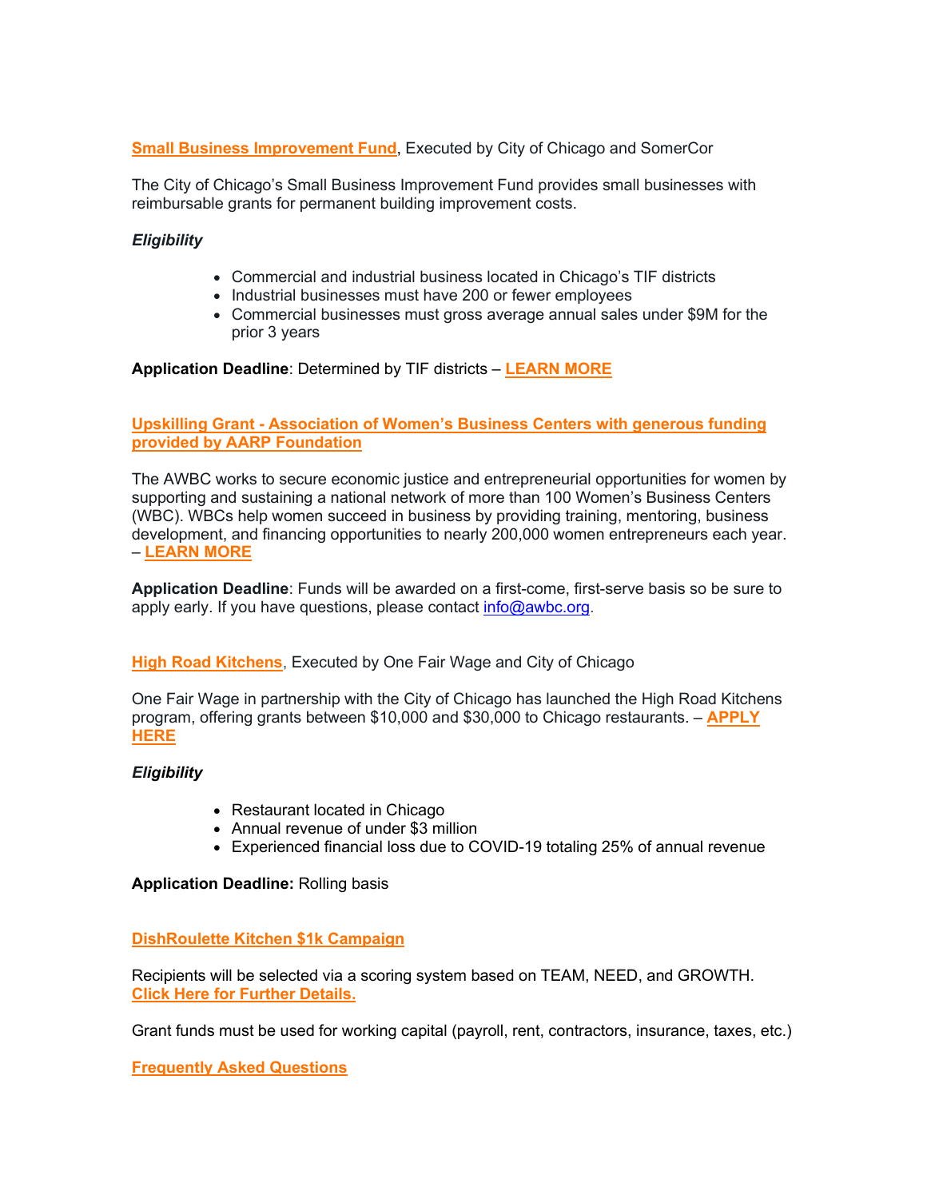**Small Business Improvement Fund**, Executed by City of Chicago and SomerCor

The City of Chicago's Small Business Improvement Fund provides small businesses with reimbursable grants for permanent building improvement costs.

***Eligibility***

- Commercial and industrial business located in Chicago's TIF districts
- Industrial businesses must have 200 or fewer employees
- Commercial businesses must gross average annual sales under $9M for the prior 3 years

**Application Deadline**: Determined by TIF districts – **LEARN MORE**

**Upskilling Grant - Association of Women's Business Centers with generous funding provided by AARP Foundation**

The AWBC works to secure economic justice and entrepreneurial opportunities for women by supporting and sustaining a national network of more than 100 Women's Business Centers (WBC). WBCs help women succeed in business by providing training, mentoring, business development, and financing opportunities to nearly 200,000 women entrepreneurs each year. – **LEARN MORE**

**Application Deadline**: Funds will be awarded on a first-come, first-serve basis so be sure to apply early. If you have questions, please contact info@awbc.org.

**High Road Kitchens**, Executed by One Fair Wage and City of Chicago

One Fair Wage in partnership with the City of Chicago has launched the High Road Kitchens program, offering grants between $10,000 and $30,000 to Chicago restaurants. – **APPLY HERE**

***Eligibility***

- Restaurant located in Chicago
- Annual revenue of under $3 million
- Experienced financial loss due to COVID-19 totaling 25% of annual revenue

**Application Deadline:** Rolling basis

**DishRoulette Kitchen $1k Campaign**

Recipients will be selected via a scoring system based on TEAM, NEED, and GROWTH. **Click Here for Further Details.**

Grant funds must be used for working capital (payroll, rent, contractors, insurance, taxes, etc.)

**Frequently Asked Questions**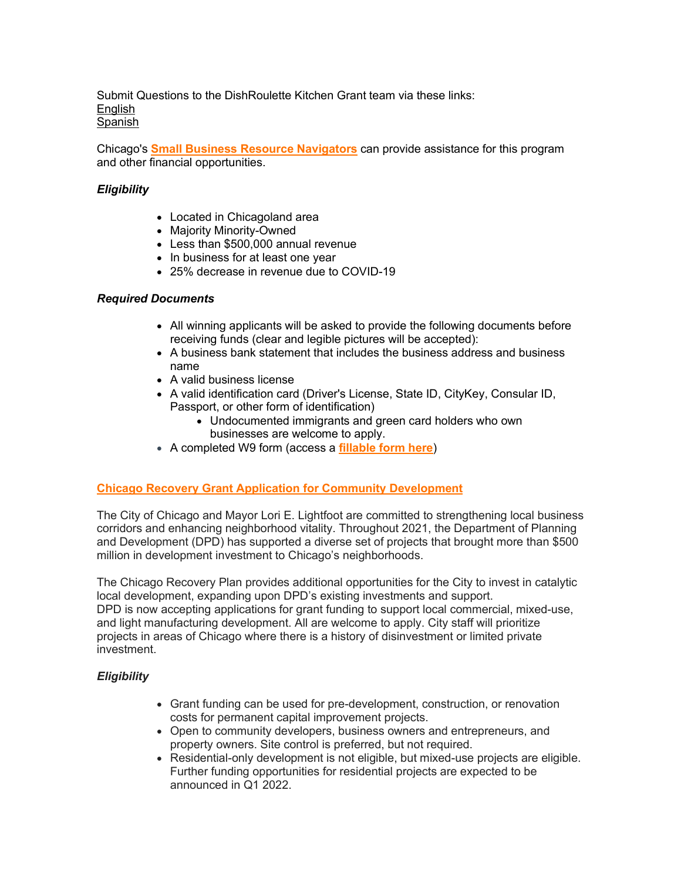Submit Questions to the DishRoulette Kitchen Grant team via these links:
English
Spanish

Chicago's **Small Business Resource Navigators** can provide assistance for this program and other financial opportunities.

***Eligibility***

- Located in Chicagoland area
- Majority Minority-Owned
- Less than $500,000 annual revenue
- In business for at least one year
- 25% decrease in revenue due to COVID-19

***Required Documents***

- All winning applicants will be asked to provide the following documents before receiving funds (clear and legible pictures will be accepted):
- A business bank statement that includes the business address and business name
- A valid business license
- A valid identification card (Driver's License, State ID, CityKey, Consular ID, Passport, or other form of identification)
    - Undocumented immigrants and green card holders who own businesses are welcome to apply.
- A completed W9 form (access a **fillable form here**)

**Chicago Recovery Grant Application for Community Development**

The City of Chicago and Mayor Lori E. Lightfoot are committed to strengthening local business corridors and enhancing neighborhood vitality. Throughout 2021, the Department of Planning and Development (DPD) has supported a diverse set of projects that brought more than $500 million in development investment to Chicago's neighborhoods.

The Chicago Recovery Plan provides additional opportunities for the City to invest in catalytic local development, expanding upon DPD's existing investments and support.
DPD is now accepting applications for grant funding to support local commercial, mixed-use, and light manufacturing development. All are welcome to apply. City staff will prioritize projects in areas of Chicago where there is a history of disinvestment or limited private investment.

***Eligibility***

- Grant funding can be used for pre-development, construction, or renovation costs for permanent capital improvement projects.
- Open to community developers, business owners and entrepreneurs, and property owners. Site control is preferred, but not required.
- Residential-only development is not eligible, but mixed-use projects are eligible. Further funding opportunities for residential projects are expected to be announced in Q1 2022.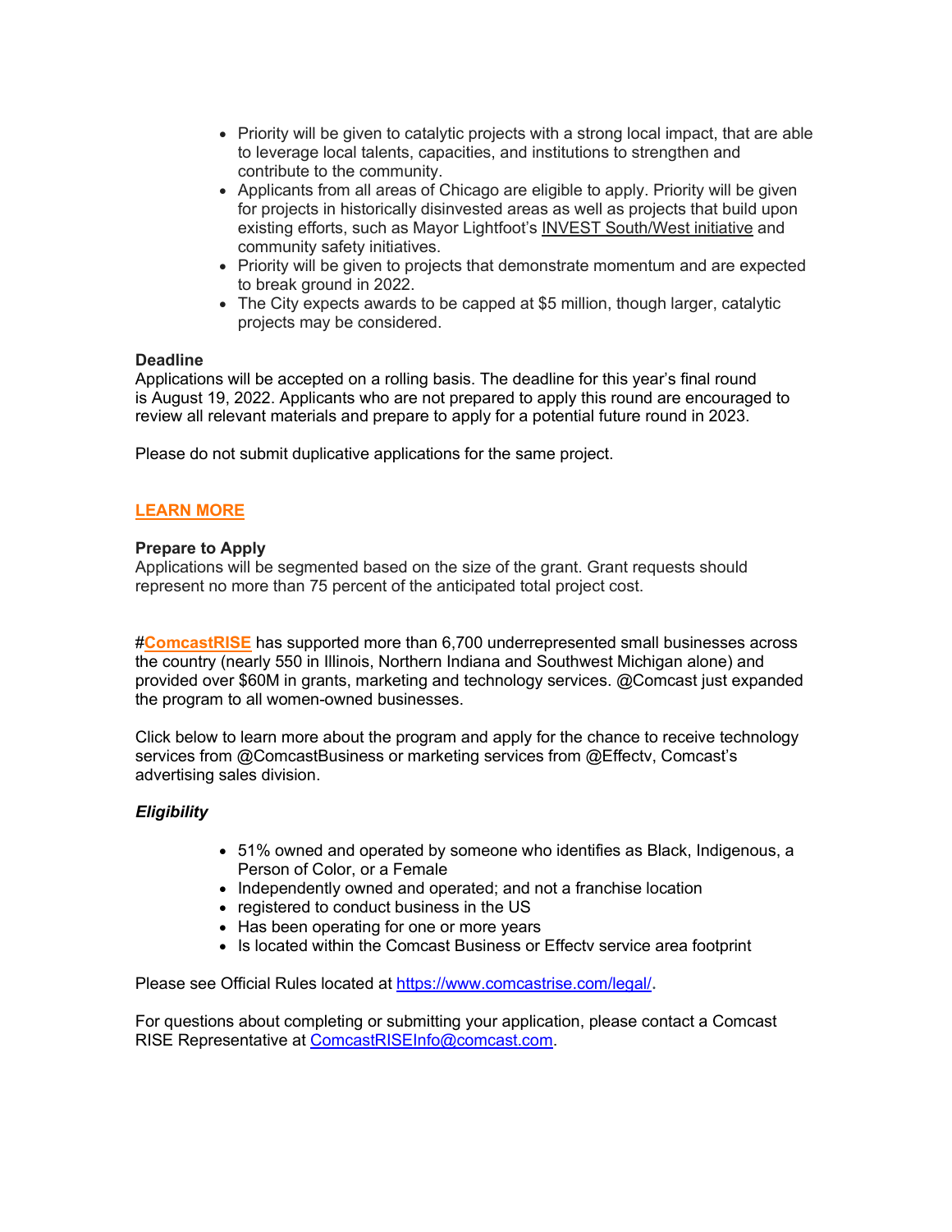- Priority will be given to catalytic projects with a strong local impact, that are able to leverage local talents, capacities, and institutions to strengthen and contribute to the community.
- Applicants from all areas of Chicago are eligible to apply. Priority will be given for projects in historically disinvested areas as well as projects that build upon existing efforts, such as Mayor Lightfoot's INVEST South/West initiative and community safety initiatives.
- Priority will be given to projects that demonstrate momentum and are expected to break ground in 2022.
- The City expects awards to be capped at $5 million, though larger, catalytic projects may be considered.

**Deadline**
Applications will be accepted on a rolling basis. The deadline for this year's final round is August 19, 2022. Applicants who are not prepared to apply this round are encouraged to review all relevant materials and prepare to apply for a potential future round in 2023.

Please do not submit duplicative applications for the same project.

**LEARN MORE**

**Prepare to Apply**
Applications will be segmented based on the size of the grant. Grant requests should represent no more than 75 percent of the anticipated total project cost.

#**ComcastRISE** has supported more than 6,700 underrepresented small businesses across the country (nearly 550 in Illinois, Northern Indiana and Southwest Michigan alone) and provided over $60M in grants, marketing and technology services. @Comcast just expanded the program to all women-owned businesses.

Click below to learn more about the program and apply for the chance to receive technology services from @ComcastBusiness or marketing services from @Effectv, Comcast's advertising sales division.

***Eligibility***

- 51% owned and operated by someone who identifies as Black, Indigenous, a Person of Color, or a Female
- Independently owned and operated; and not a franchise location
- registered to conduct business in the US
- Has been operating for one or more years
- Is located within the Comcast Business or Effectv service area footprint

Please see Official Rules located at https://www.comcastrise.com/legal/.

For questions about completing or submitting your application, please contact a Comcast RISE Representative at ComcastRISEInfo@comcast.com.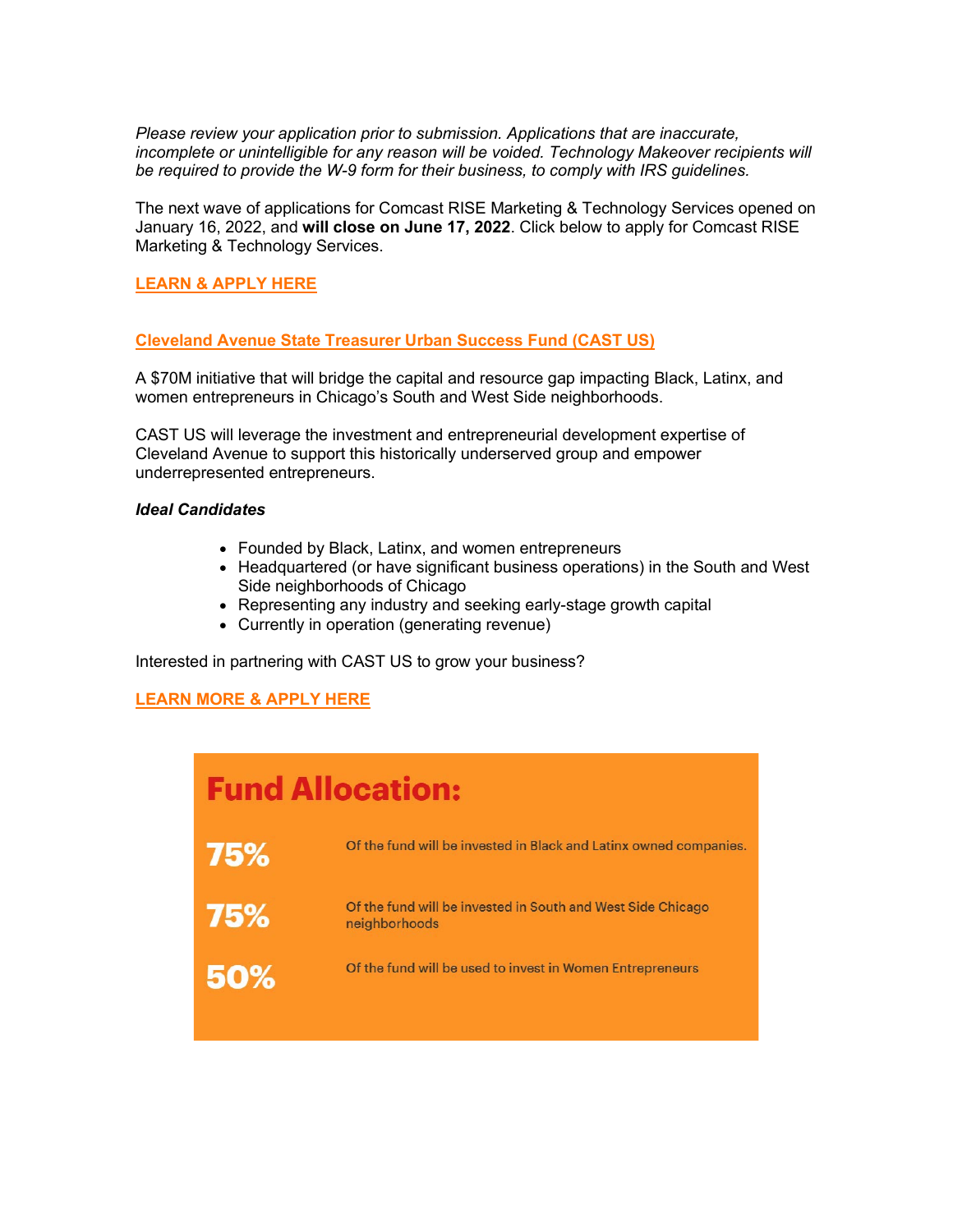*Please review your application prior to submission. Applications that are inaccurate, incomplete or unintelligible for any reason will be voided. Technology Makeover recipients will be required to provide the W-9 form for their business, to comply with IRS guidelines.*

The next wave of applications for Comcast RISE Marketing & Technology Services opened on January 16, 2022, and **will close on June 17, 2022**. Click below to apply for Comcast RISE Marketing & Technology Services.

**LEARN & APPLY HERE**

**Cleveland Avenue State Treasurer Urban Success Fund (CAST US)**

A $70M initiative that will bridge the capital and resource gap impacting Black, Latinx, and women entrepreneurs in Chicago's South and West Side neighborhoods.

CAST US will leverage the investment and entrepreneurial development expertise of Cleveland Avenue to support this historically underserved group and empower underrepresented entrepreneurs.

***Ideal Candidates***

- Founded by Black, Latinx, and women entrepreneurs
- Headquartered (or have significant business operations) in the South and West Side neighborhoods of Chicago
- Representing any industry and seeking early-stage growth capital
- Currently in operation (generating revenue)

Interested in partnering with CAST US to grow your business?

**LEARN MORE & APPLY HERE**

## Fund Allocation:

| | |
|---|---|
| **75%** | Of the fund will be invested in Black and Latinx owned companies. |
| **75%** | Of the fund will be invested in South and West Side Chicago neighborhoods |
| **50%** | Of the fund will be used to invest in Women Entrepreneurs |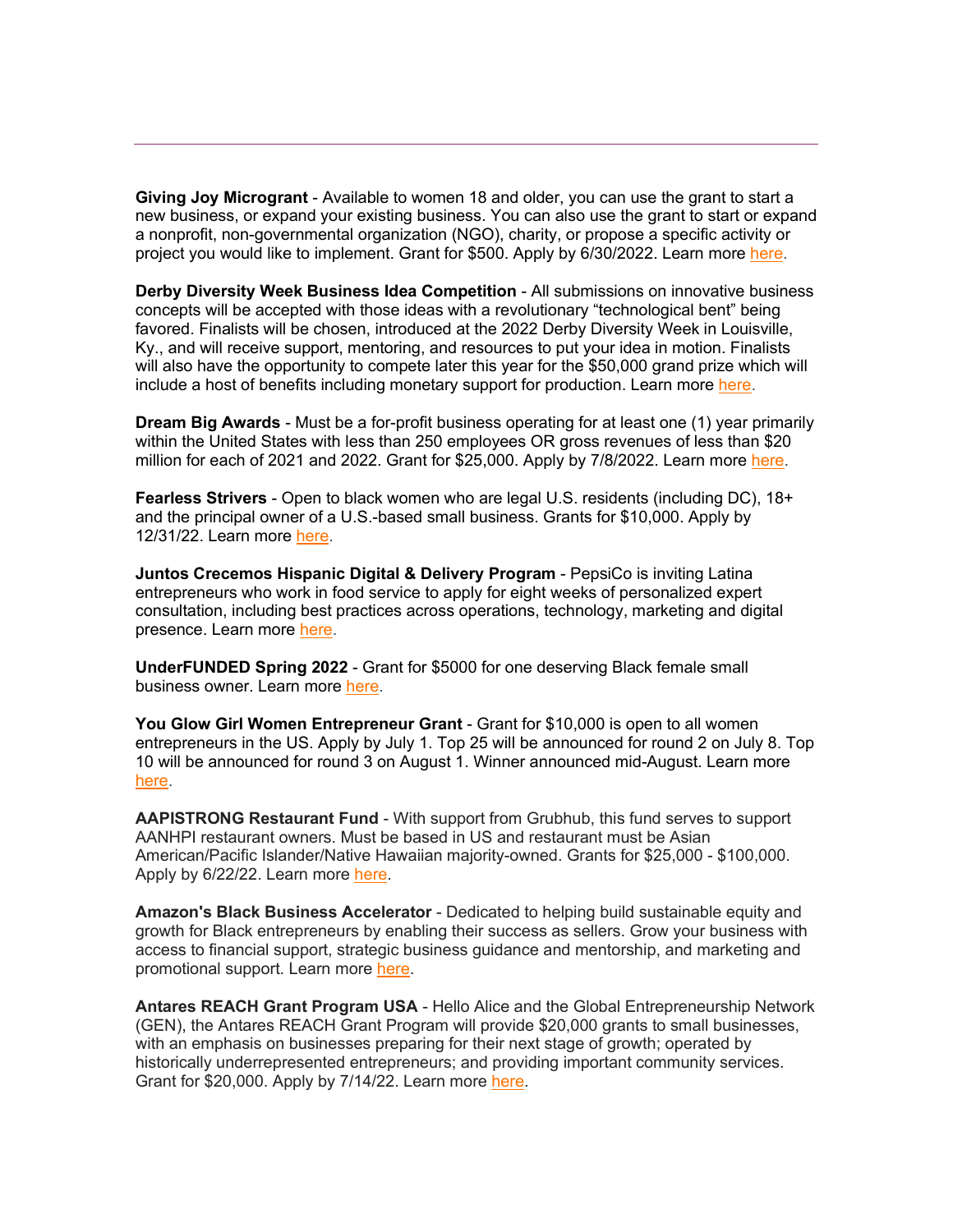---

**Giving Joy Microgrant** - Available to women 18 and older, you can use the grant to start a new business, or expand your existing business. You can also use the grant to start or expand a nonprofit, non-governmental organization (NGO), charity, or propose a specific activity or project you would like to implement. Grant for $500. Apply by 6/30/2022. Learn more here.

**Derby Diversity Week Business Idea Competition** - All submissions on innovative business concepts will be accepted with those ideas with a revolutionary "technological bent" being favored. Finalists will be chosen, introduced at the 2022 Derby Diversity Week in Louisville, Ky., and will receive support, mentoring, and resources to put your idea in motion. Finalists will also have the opportunity to compete later this year for the $50,000 grand prize which will include a host of benefits including monetary support for production. Learn more here.

**Dream Big Awards** - Must be a for-profit business operating for at least one (1) year primarily within the United States with less than 250 employees OR gross revenues of less than $20 million for each of 2021 and 2022. Grant for $25,000. Apply by 7/8/2022. Learn more here.

**Fearless Strivers** - Open to black women who are legal U.S. residents (including DC), 18+ and the principal owner of a U.S.-based small business. Grants for $10,000. Apply by 12/31/22. Learn more here.

**Juntos Crecemos Hispanic Digital & Delivery Program** - PepsiCo is inviting Latina entrepreneurs who work in food service to apply for eight weeks of personalized expert consultation, including best practices across operations, technology, marketing and digital presence. Learn more here.

**UnderFUNDED Spring 2022** - Grant for $5000 for one deserving Black female small business owner. Learn more here.

**You Glow Girl Women Entrepreneur Grant** - Grant for $10,000 is open to all women entrepreneurs in the US. Apply by July 1. Top 25 will be announced for round 2 on July 8. Top 10 will be announced for round 3 on August 1. Winner announced mid-August. Learn more here.

**AAPISTRONG Restaurant Fund** - With support from Grubhub, this fund serves to support AANHPI restaurant owners. Must be based in US and restaurant must be Asian American/Pacific Islander/Native Hawaiian majority-owned. Grants for $25,000 - $100,000. Apply by 6/22/22. Learn more here.

**Amazon's Black Business Accelerator** - Dedicated to helping build sustainable equity and growth for Black entrepreneurs by enabling their success as sellers. Grow your business with access to financial support, strategic business guidance and mentorship, and marketing and promotional support. Learn more here.

**Antares REACH Grant Program USA** - Hello Alice and the Global Entrepreneurship Network (GEN), the Antares REACH Grant Program will provide $20,000 grants to small businesses, with an emphasis on businesses preparing for their next stage of growth; operated by historically underrepresented entrepreneurs; and providing important community services. Grant for $20,000. Apply by 7/14/22. Learn more here.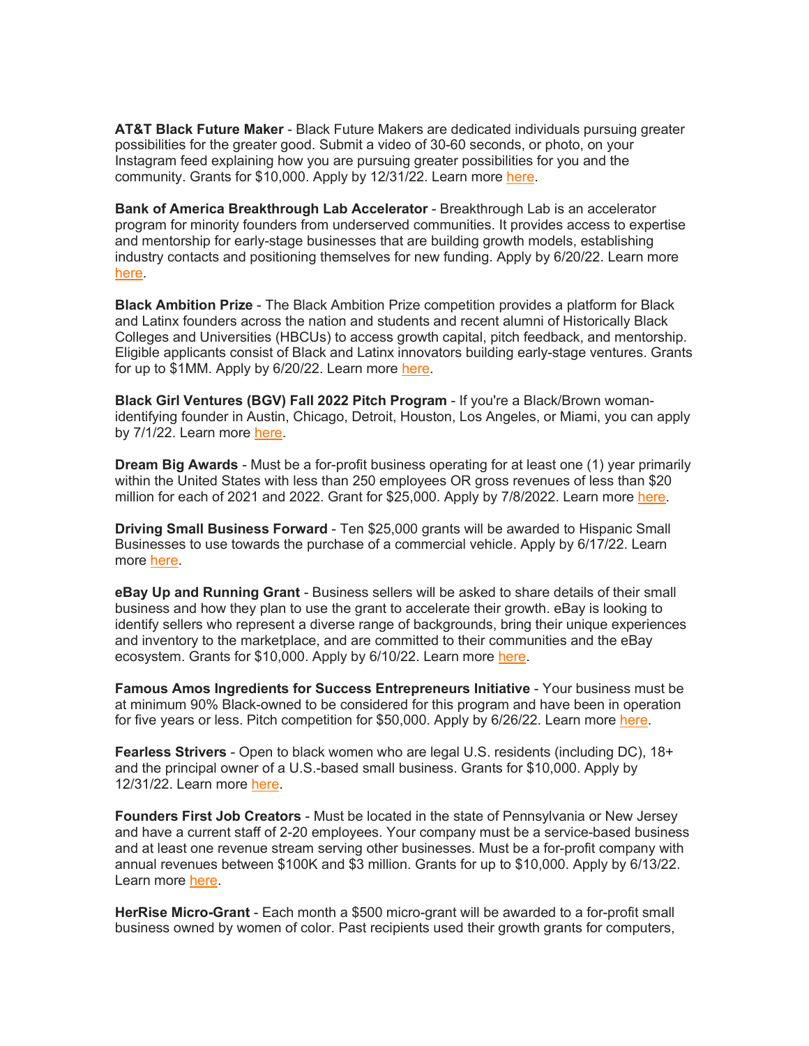**AT&T Black Future Maker** - Black Future Makers are dedicated individuals pursuing greater possibilities for the greater good. Submit a video of 30-60 seconds, or photo, on your Instagram feed explaining how you are pursuing greater possibilities for you and the community. Grants for $10,000. Apply by 12/31/22. Learn more here.

**Bank of America Breakthrough Lab Accelerator** - Breakthrough Lab is an accelerator program for minority founders from underserved communities. It provides access to expertise and mentorship for early-stage businesses that are building growth models, establishing industry contacts and positioning themselves for new funding. Apply by 6/20/22. Learn more here.

**Black Ambition Prize** - The Black Ambition Prize competition provides a platform for Black and Latinx founders across the nation and students and recent alumni of Historically Black Colleges and Universities (HBCUs) to access growth capital, pitch feedback, and mentorship. Eligible applicants consist of Black and Latinx innovators building early-stage ventures. Grants for up to $1MM. Apply by 6/20/22. Learn more here.

**Black Girl Ventures (BGV) Fall 2022 Pitch Program** - If you're a Black/Brown woman-identifying founder in Austin, Chicago, Detroit, Houston, Los Angeles, or Miami, you can apply by 7/1/22. Learn more here.

**Dream Big Awards** - Must be a for-profit business operating for at least one (1) year primarily within the United States with less than 250 employees OR gross revenues of less than $20 million for each of 2021 and 2022. Grant for $25,000. Apply by 7/8/2022. Learn more here.

**Driving Small Business Forward** - Ten $25,000 grants will be awarded to Hispanic Small Businesses to use towards the purchase of a commercial vehicle. Apply by 6/17/22. Learn more here.

**eBay Up and Running Grant** - Business sellers will be asked to share details of their small business and how they plan to use the grant to accelerate their growth. eBay is looking to identify sellers who represent a diverse range of backgrounds, bring their unique experiences and inventory to the marketplace, and are committed to their communities and the eBay ecosystem. Grants for $10,000. Apply by 6/10/22. Learn more here.

**Famous Amos Ingredients for Success Entrepreneurs Initiative** - Your business must be at minimum 90% Black-owned to be considered for this program and have been in operation for five years or less. Pitch competition for $50,000. Apply by 6/26/22. Learn more here.

**Fearless Strivers** - Open to black women who are legal U.S. residents (including DC), 18+ and the principal owner of a U.S.-based small business. Grants for $10,000. Apply by 12/31/22. Learn more here.

**Founders First Job Creators** - Must be located in the state of Pennsylvania or New Jersey and have a current staff of 2-20 employees. Your company must be a service-based business and at least one revenue stream serving other businesses. Must be a for-profit company with annual revenues between $100K and $3 million. Grants for up to $10,000. Apply by 6/13/22. Learn more here.

**HerRise Micro-Grant** - Each month a $500 micro-grant will be awarded to a for-profit small business owned by women of color. Past recipients used their growth grants for computers,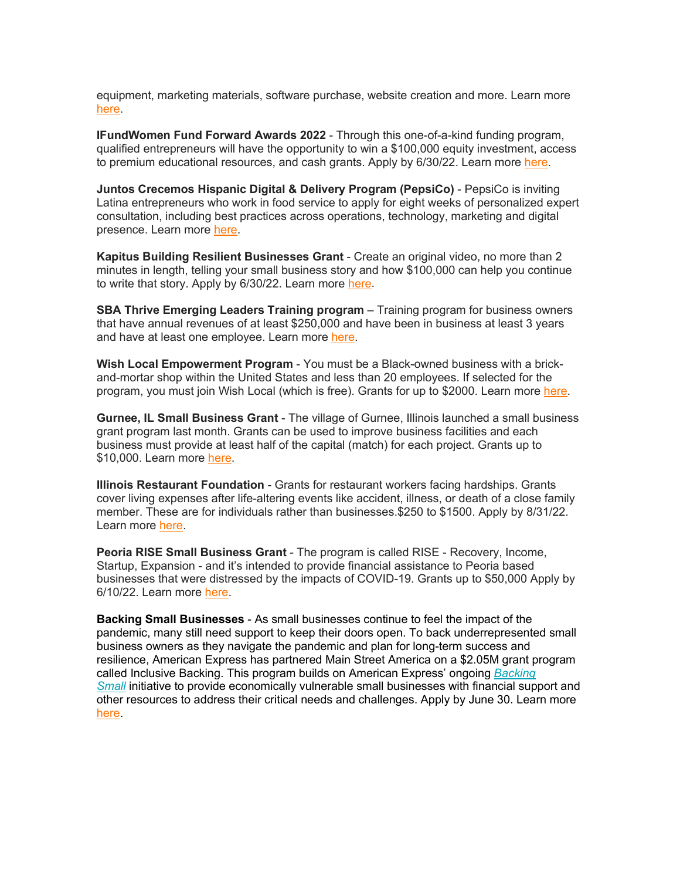equipment, marketing materials, software purchase, website creation and more. Learn more here.

**IFundWomen Fund Forward Awards 2022** - Through this one-of-a-kind funding program, qualified entrepreneurs will have the opportunity to win a $100,000 equity investment, access to premium educational resources, and cash grants. Apply by 6/30/22. Learn more here.

**Juntos Crecemos Hispanic Digital & Delivery Program (PepsiCo)** - PepsiCo is inviting Latina entrepreneurs who work in food service to apply for eight weeks of personalized expert consultation, including best practices across operations, technology, marketing and digital presence. Learn more here.

**Kapitus Building Resilient Businesses Grant** - Create an original video, no more than 2 minutes in length, telling your small business story and how $100,000 can help you continue to write that story. Apply by 6/30/22. Learn more here.

**SBA Thrive Emerging Leaders Training program** – Training program for business owners that have annual revenues of at least $250,000 and have been in business at least 3 years and have at least one employee. Learn more here.

**Wish Local Empowerment Program** - You must be a Black-owned business with a brick-and-mortar shop within the United States and less than 20 employees. If selected for the program, you must join Wish Local (which is free). Grants for up to $2000. Learn more here.

**Gurnee, IL Small Business Grant** - The village of Gurnee, Illinois launched a small business grant program last month. Grants can be used to improve business facilities and each business must provide at least half of the capital (match) for each project. Grants up to $10,000. Learn more here.

**Illinois Restaurant Foundation** - Grants for restaurant workers facing hardships. Grants cover living expenses after life-altering events like accident, illness, or death of a close family member. These are for individuals rather than businesses.$250 to $1500. Apply by 8/31/22. Learn more here.

**Peoria RISE Small Business Grant** - The program is called RISE - Recovery, Income, Startup, Expansion - and it's intended to provide financial assistance to Peoria based businesses that were distressed by the impacts of COVID-19. Grants up to $50,000 Apply by 6/10/22. Learn more here.

**Backing Small Businesses** - As small businesses continue to feel the impact of the pandemic, many still need support to keep their doors open. To back underrepresented small business owners as they navigate the pandemic and plan for long-term success and resilience, American Express has partnered Main Street America on a $2.05M grant program called Inclusive Backing. This program builds on American Express' ongoing *Backing Small* initiative to provide economically vulnerable small businesses with financial support and other resources to address their critical needs and challenges. Apply by June 30. Learn more here.